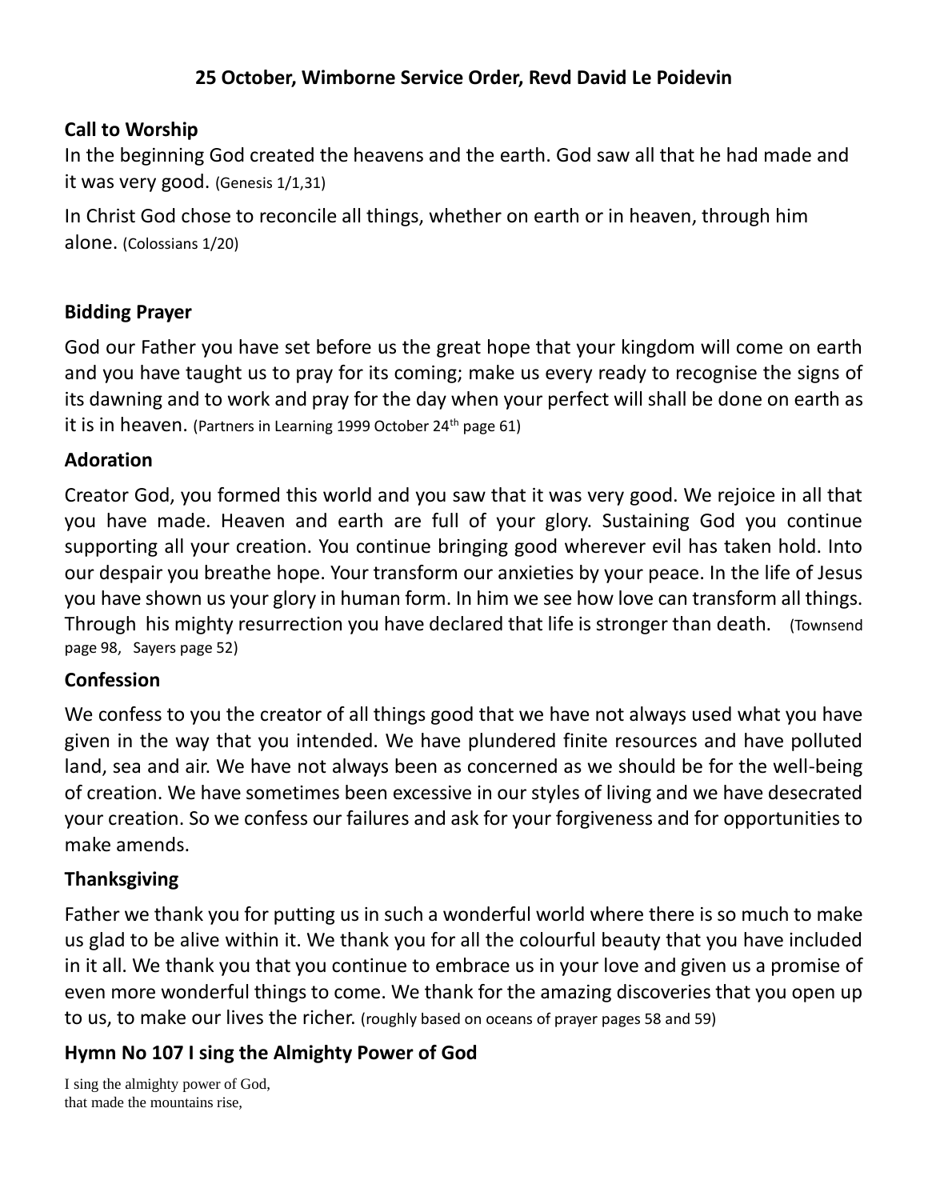**25 October, Wimborne Service Order, Revd David Le Poidevin**

## Call to Worship

In the beginning God created the heavens and the earth. God saw all that he had made and it was very good. (Genesis 1/1,31)

In Christ God chose to reconcile all things, whether on earth or in heaven, through him alone. (Colossians 1/20)

## Bidding Prayer

God our Father you have set before us the great hope that your kingdom will come on earth and you have taught us to pray for its coming; make us every ready to recognise the signs of its dawning and to work and pray for the day when your perfect will shall be done on earth as it is in heaven. (Partners in Learning 1999 October 24th page 61)

## Adoration

Creator God, you formed this world and you saw that it was very good. We rejoice in all that you have made. Heaven and earth are full of your glory. Sustaining God you continue supporting all your creation. You continue bringing good wherever evil has taken hold. Into our despair you breathe hope. Your transform our anxieties by your peace. In the life of Jesus you have shown us your glory in human form. In him we see how love can transform all things. Through his mighty resurrection you have declared that life is stronger than death. (Townsend page 98, Sayers page 52)

## Confession

We confess to you the creator of all things good that we have not always used what you have given in the way that you intended. We have plundered finite resources and have polluted land, sea and air. We have not always been as concerned as we should be for the well-being of creation. We have sometimes been excessive in our styles of living and we have desecrated your creation. So we confess our failures and ask for your forgiveness and for opportunities to make amends.

## Thanksgiving

Father we thank you for putting us in such a wonderful world where there is so much to make us glad to be alive within it. We thank you for all the colourful beauty that you have included in it all. We thank you that you continue to embrace us in your love and given us a promise of even more wonderful things to come. We thank for the amazing discoveries that you open up to us, to make our lives the richer. (roughly based on oceans of prayer pages 58 and 59)

## Hymn No 107 I sing the Almighty Power of God

I sing the almighty power of God,
that made the mountains rise,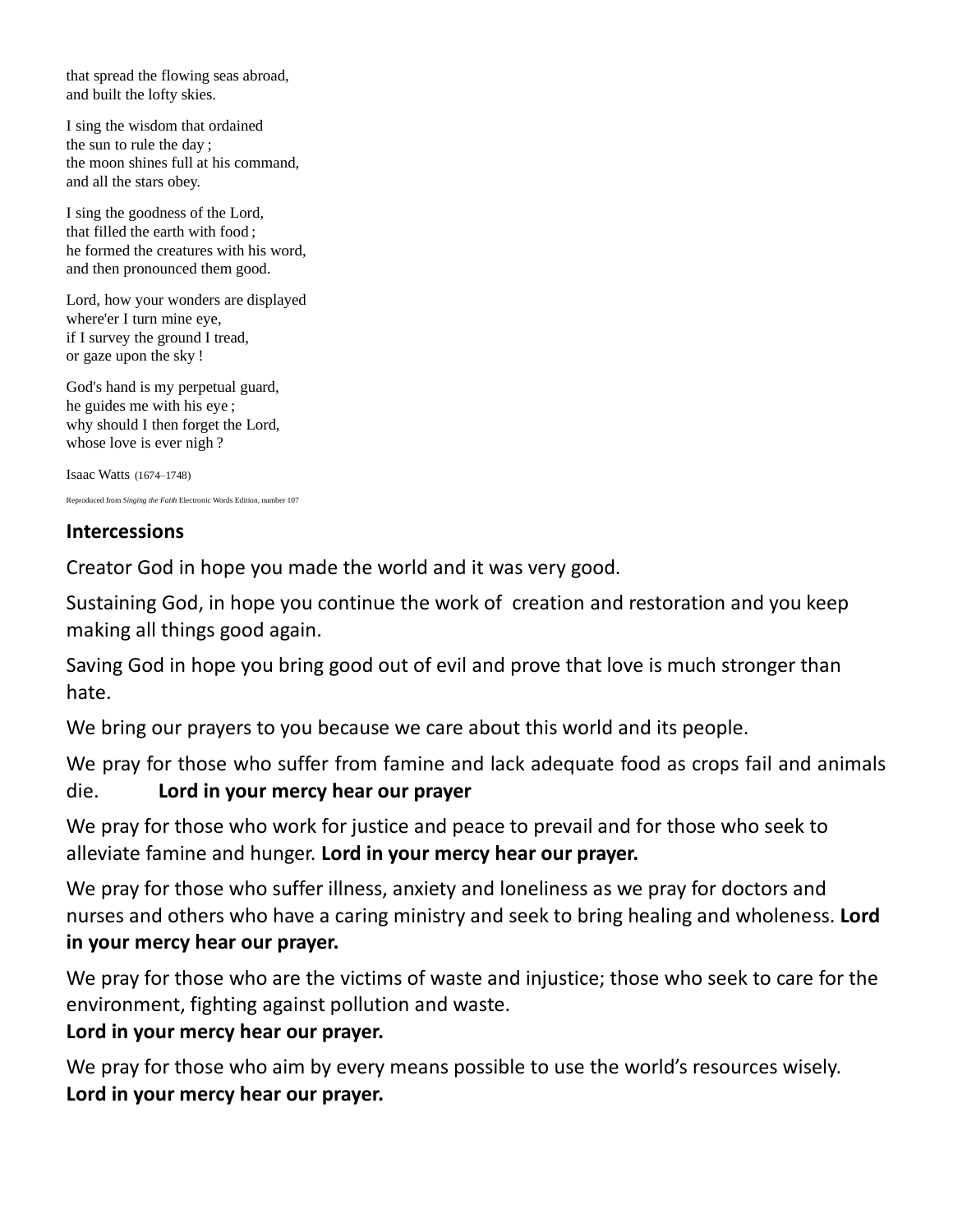that spread the flowing seas abroad,  
and built the lofty skies.

I sing the wisdom that ordained  
the sun to rule the day ;  
the moon shines full at his command,  
and all the stars obey.

I sing the goodness of the Lord,  
that filled the earth with food ;  
he formed the creatures with his word,  
and then pronounced them good.

Lord, how your wonders are displayed  
where'er I turn mine eye,  
if I survey the ground I tread,  
or gaze upon the sky !

God's hand is my perpetual guard,  
he guides me with his eye ;  
why should I then forget the Lord,  
whose love is ever nigh ?

Isaac Watts (1674–1748)

Reproduced from *Singing the Faith* Electronic Words Edition, number 107

## Intercessions

Creator God in hope you made the world and it was very good.

Sustaining God, in hope you continue the work of creation and restoration and you keep making all things good again.

Saving God in hope you bring good out of evil and prove that love is much stronger than hate.

We bring our prayers to you because we care about this world and its people.

We pray for those who suffer from famine and lack adequate food as crops fail and animals die. **Lord in your mercy hear our prayer**

We pray for those who work for justice and peace to prevail and for those who seek to alleviate famine and hunger. **Lord in your mercy hear our prayer.**

We pray for those who suffer illness, anxiety and loneliness as we pray for doctors and nurses and others who have a caring ministry and seek to bring healing and wholeness. **Lord in your mercy hear our prayer.**

We pray for those who are the victims of waste and injustice; those who seek to care for the environment, fighting against pollution and waste.  
**Lord in your mercy hear our prayer.**

We pray for those who aim by every means possible to use the world's resources wisely.  
**Lord in your mercy hear our prayer.**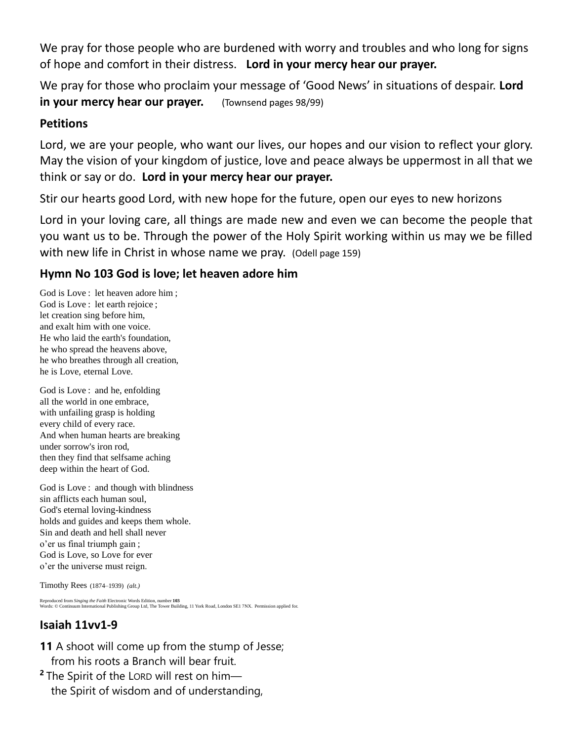We pray for those people who are burdened with worry and troubles and who long for signs of hope and comfort in their distress. **Lord in your mercy hear our prayer.**

We pray for those who proclaim your message of 'Good News' in situations of despair. **Lord in your mercy hear our prayer.** (Townsend pages 98/99)

**Petitions**

Lord, we are your people, who want our lives, our hopes and our vision to reflect your glory. May the vision of your kingdom of justice, love and peace always be uppermost in all that we think or say or do. **Lord in your mercy hear our prayer.**

Stir our hearts good Lord, with new hope for the future, open our eyes to new horizons

Lord in your loving care, all things are made new and even we can become the people that you want us to be. Through the power of the Holy Spirit working within us may we be filled with new life in Christ in whose name we pray. (Odell page 159)

### Hymn No 103 God is love; let heaven adore him

God is Love : let heaven adore him ;
God is Love : let earth rejoice ;
let creation sing before him,
and exalt him with one voice.
He who laid the earth's foundation,
he who spread the heavens above,
he who breathes through all creation,
he is Love, eternal Love.

God is Love : and he, enfolding
all the world in one embrace,
with unfailing grasp is holding
every child of every race.
And when human hearts are breaking
under sorrow's iron rod,
then they find that selfsame aching
deep within the heart of God.

God is Love : and though with blindness
sin afflicts each human soul,
God's eternal loving-kindness
holds and guides and keeps them whole.
Sin and death and hell shall never
o'er us final triumph gain ;
God is Love, so Love for ever
o'er the universe must reign.

Timothy Rees (1874–1939) *(alt.)*

Reproduced from *Singing the Faith* Electronic Words Edition, number **103**
Words: © Continuum International Publishing Group Ltd, The Tower Building, 11 York Road, London SE1 7NX. Permission applied for.

### Isaiah 11vv1-9

**11** A shoot will come up from the stump of Jesse;
from his roots a Branch will bear fruit.
**2** The Spirit of the LORD will rest on him—
the Spirit of wisdom and of understanding,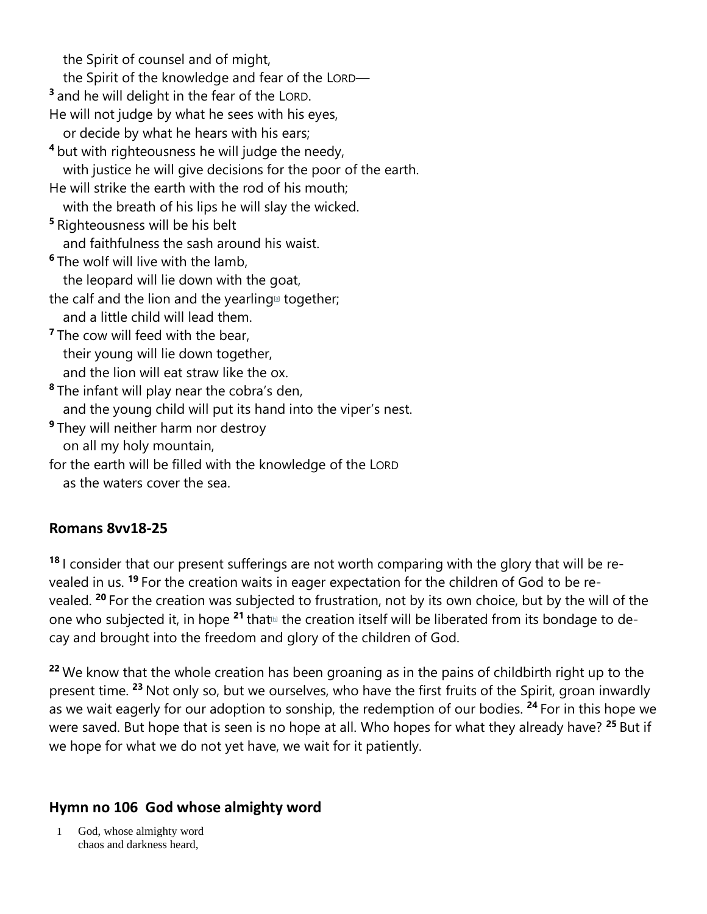the Spirit of counsel and of might,
the Spirit of the knowledge and fear of the LORD—
[3] and he will delight in the fear of the LORD.
He will not judge by what he sees with his eyes,
or decide by what he hears with his ears;
[4] but with righteousness he will judge the needy,
with justice he will give decisions for the poor of the earth.
He will strike the earth with the rod of his mouth;
with the breath of his lips he will slay the wicked.
[5] Righteousness will be his belt
and faithfulness the sash around his waist.
[6] The wolf will live with the lamb,
the leopard will lie down with the goat,
the calf and the lion and the yearling[a] together;
and a little child will lead them.
[7] The cow will feed with the bear,
their young will lie down together,
and the lion will eat straw like the ox.
[8] The infant will play near the cobra's den,
and the young child will put its hand into the viper's nest.
[9] They will neither harm nor destroy
on all my holy mountain,
for the earth will be filled with the knowledge of the LORD
as the waters cover the sea.

## Romans 8vv18-25

[18] I consider that our present sufferings are not worth comparing with the glory that will be revealed in us. [19] For the creation waits in eager expectation for the children of God to be revealed. [20] For the creation was subjected to frustration, not by its own choice, but by the will of the one who subjected it, in hope [21] that[b] the creation itself will be liberated from its bondage to decay and brought into the freedom and glory of the children of God.

[22] We know that the whole creation has been groaning as in the pains of childbirth right up to the present time. [23] Not only so, but we ourselves, who have the first fruits of the Spirit, groan inwardly as we wait eagerly for our adoption to sonship, the redemption of our bodies. [24] For in this hope we were saved. But hope that is seen is no hope at all. Who hopes for what they already have? [25] But if we hope for what we do not yet have, we wait for it patiently.

## Hymn no 106 God whose almighty word

1 God, whose almighty word
chaos and darkness heard,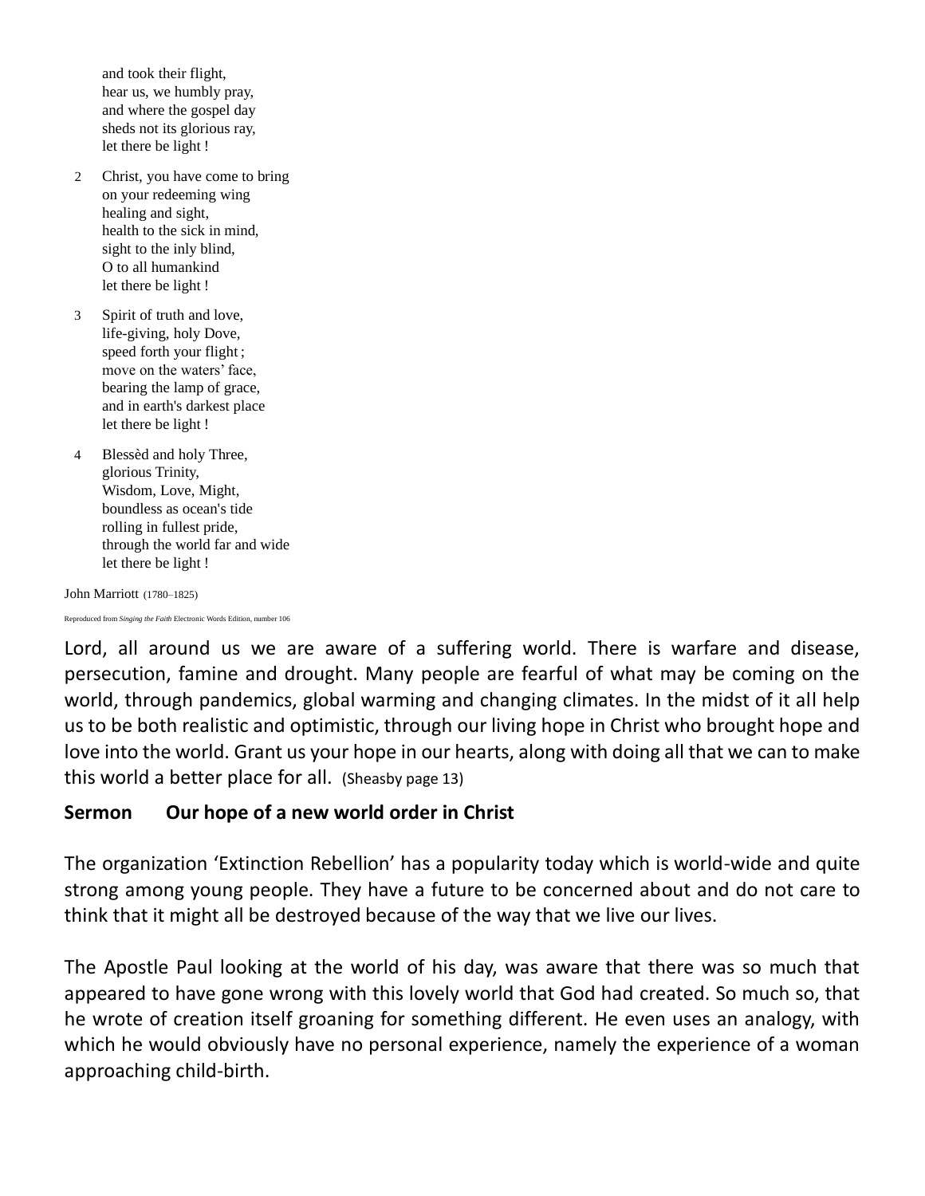and took their flight,
hear us, we humbly pray,
and where the gospel day
sheds not its glorious ray,
let there be light !

2. Christ, you have come to bring
on your redeeming wing
healing and sight,
health to the sick in mind,
sight to the inly blind,
O to all humankind
let there be light !

3. Spirit of truth and love,
life-giving, holy Dove,
speed forth your flight ;
move on the waters' face,
bearing the lamp of grace,
and in earth's darkest place
let there be light !

4. Blessèd and holy Three,
glorious Trinity,
Wisdom, Love, Might,
boundless as ocean's tide
rolling in fullest pride,
through the world far and wide
let there be light !

John Marriott (1780–1825)

Reproduced from *Singing the Faith* Electronic Words Edition, number 106

Lord, all around us we are aware of a suffering world. There is warfare and disease, persecution, famine and drought. Many people are fearful of what may be coming on the world, through pandemics, global warming and changing climates. In the midst of it all help us to be both realistic and optimistic, through our living hope in Christ who brought hope and love into the world. Grant us your hope in our hearts, along with doing all that we can to make this world a better place for all. (Sheasby page 13)

**Sermon Our hope of a new world order in Christ**

The organization 'Extinction Rebellion' has a popularity today which is world-wide and quite strong among young people. They have a future to be concerned about and do not care to think that it might all be destroyed because of the way that we live our lives.

The Apostle Paul looking at the world of his day, was aware that there was so much that appeared to have gone wrong with this lovely world that God had created. So much so, that he wrote of creation itself groaning for something different. He even uses an analogy, with which he would obviously have no personal experience, namely the experience of a woman approaching child-birth.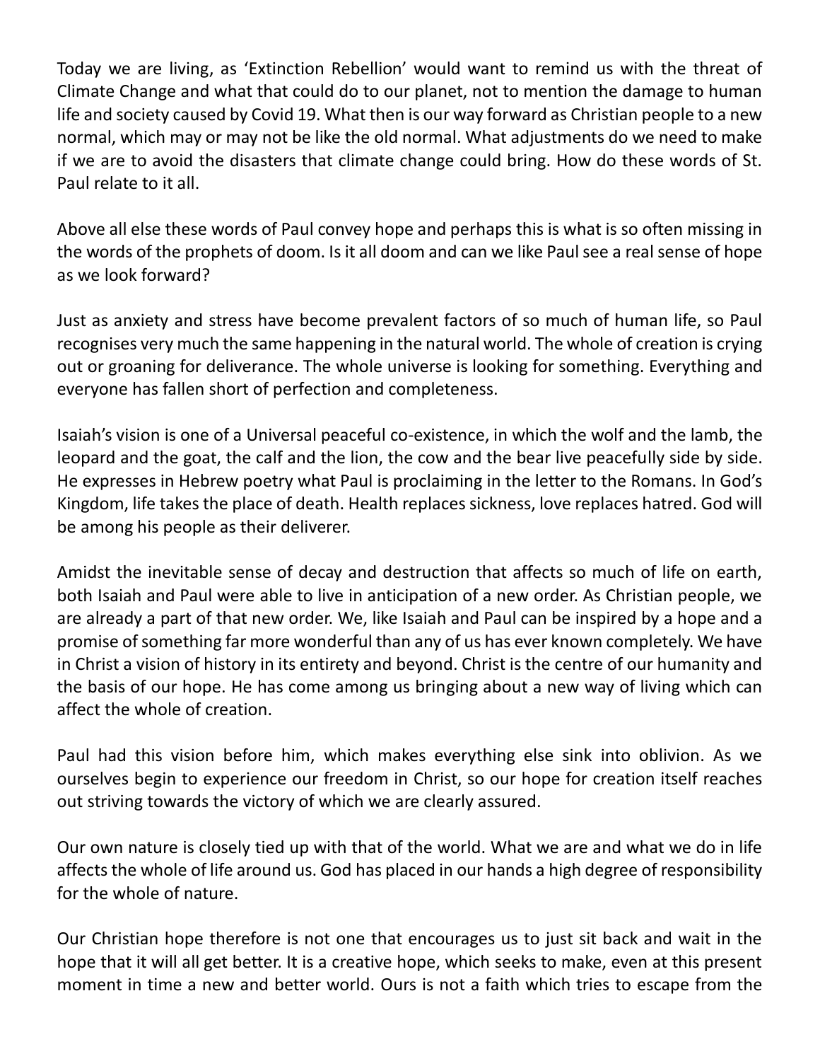Today we are living, as 'Extinction Rebellion' would want to remind us with the threat of Climate Change and what that could do to our planet, not to mention the damage to human life and society caused by Covid 19. What then is our way forward as Christian people to a new normal, which may or may not be like the old normal. What adjustments do we need to make if we are to avoid the disasters that climate change could bring. How do these words of St. Paul relate to it all.

Above all else these words of Paul convey hope and perhaps this is what is so often missing in the words of the prophets of doom. Is it all doom and can we like Paul see a real sense of hope as we look forward?

Just as anxiety and stress have become prevalent factors of so much of human life, so Paul recognises very much the same happening in the natural world. The whole of creation is crying out or groaning for deliverance. The whole universe is looking for something. Everything and everyone has fallen short of perfection and completeness.

Isaiah's vision is one of a Universal peaceful co-existence, in which the wolf and the lamb, the leopard and the goat, the calf and the lion, the cow and the bear live peacefully side by side. He expresses in Hebrew poetry what Paul is proclaiming in the letter to the Romans. In God's Kingdom, life takes the place of death. Health replaces sickness, love replaces hatred. God will be among his people as their deliverer.

Amidst the inevitable sense of decay and destruction that affects so much of life on earth, both Isaiah and Paul were able to live in anticipation of a new order. As Christian people, we are already a part of that new order. We, like Isaiah and Paul can be inspired by a hope and a promise of something far more wonderful than any of us has ever known completely. We have in Christ a vision of history in its entirety and beyond. Christ is the centre of our humanity and the basis of our hope. He has come among us bringing about a new way of living which can affect the whole of creation.

Paul had this vision before him, which makes everything else sink into oblivion. As we ourselves begin to experience our freedom in Christ, so our hope for creation itself reaches out striving towards the victory of which we are clearly assured.

Our own nature is closely tied up with that of the world. What we are and what we do in life affects the whole of life around us. God has placed in our hands a high degree of responsibility for the whole of nature.

Our Christian hope therefore is not one that encourages us to just sit back and wait in the hope that it will all get better. It is a creative hope, which seeks to make, even at this present moment in time a new and better world. Ours is not a faith which tries to escape from the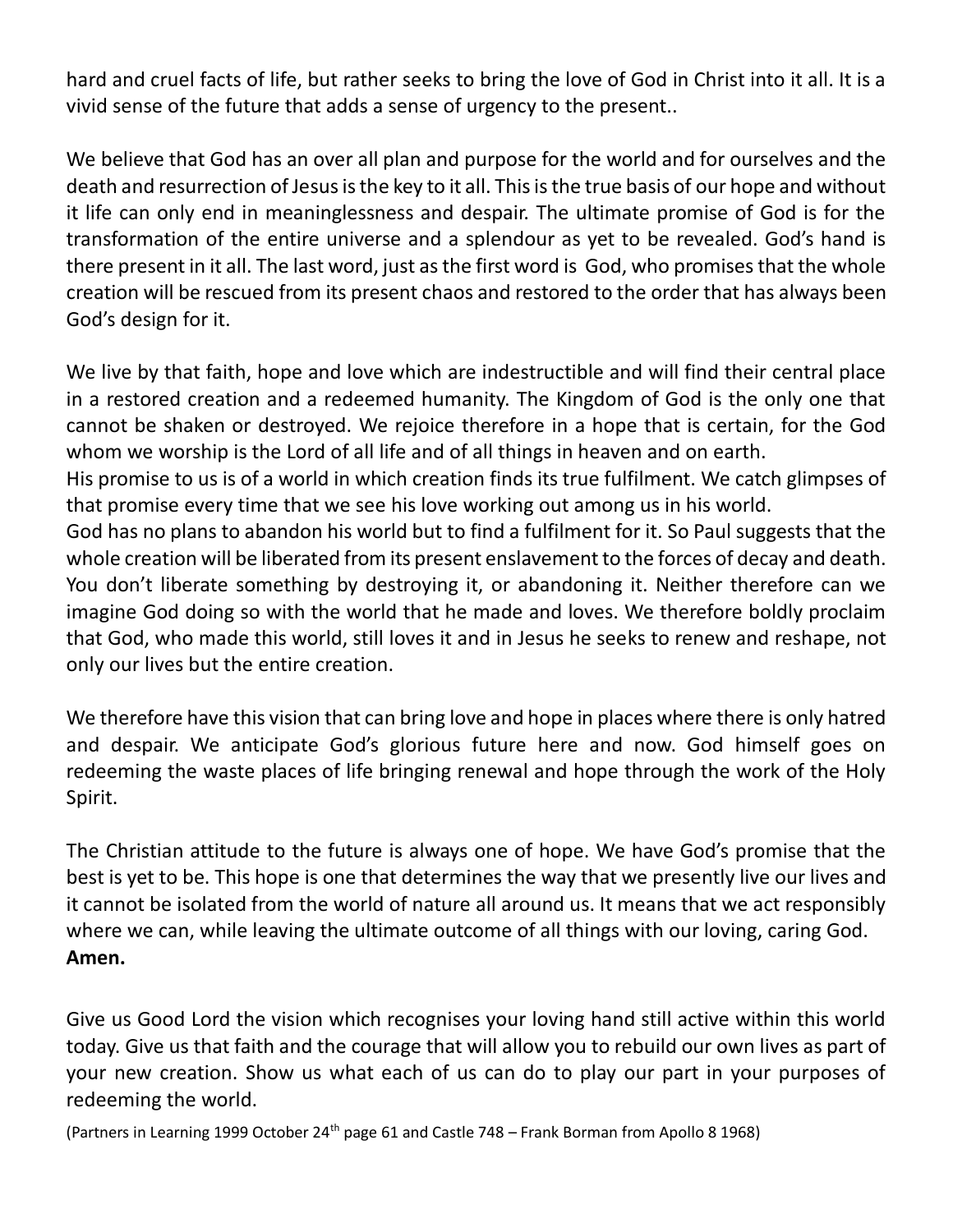hard and cruel facts of life, but rather seeks to bring the love of God in Christ into it all. It is a vivid sense of the future that adds a sense of urgency to the present..

We believe that God has an over all plan and purpose for the world and for ourselves and the death and resurrection of Jesus is the key to it all. This is the true basis of our hope and without it life can only end in meaninglessness and despair. The ultimate promise of God is for the transformation of the entire universe and a splendour as yet to be revealed. God's hand is there present in it all. The last word, just as the first word is God, who promises that the whole creation will be rescued from its present chaos and restored to the order that has always been God's design for it.

We live by that faith, hope and love which are indestructible and will find their central place in a restored creation and a redeemed humanity. The Kingdom of God is the only one that cannot be shaken or destroyed. We rejoice therefore in a hope that is certain, for the God whom we worship is the Lord of all life and of all things in heaven and on earth.
His promise to us is of a world in which creation finds its true fulfilment. We catch glimpses of that promise every time that we see his love working out among us in his world.
God has no plans to abandon his world but to find a fulfilment for it. So Paul suggests that the whole creation will be liberated from its present enslavement to the forces of decay and death. You don't liberate something by destroying it, or abandoning it. Neither therefore can we imagine God doing so with the world that he made and loves. We therefore boldly proclaim that God, who made this world, still loves it and in Jesus he seeks to renew and reshape, not only our lives but the entire creation.

We therefore have this vision that can bring love and hope in places where there is only hatred and despair. We anticipate God's glorious future here and now. God himself goes on redeeming the waste places of life bringing renewal and hope through the work of the Holy Spirit.

The Christian attitude to the future is always one of hope. We have God's promise that the best is yet to be. This hope is one that determines the way that we presently live our lives and it cannot be isolated from the world of nature all around us. It means that we act responsibly where we can, while leaving the ultimate outcome of all things with our loving, caring God.
**Amen.**

Give us Good Lord the vision which recognises your loving hand still active within this world today. Give us that faith and the courage that will allow you to rebuild our own lives as part of your new creation. Show us what each of us can do to play our part in your purposes of redeeming the world.

(Partners in Learning 1999 October 24th page 61 and Castle 748 – Frank Borman from Apollo 8 1968)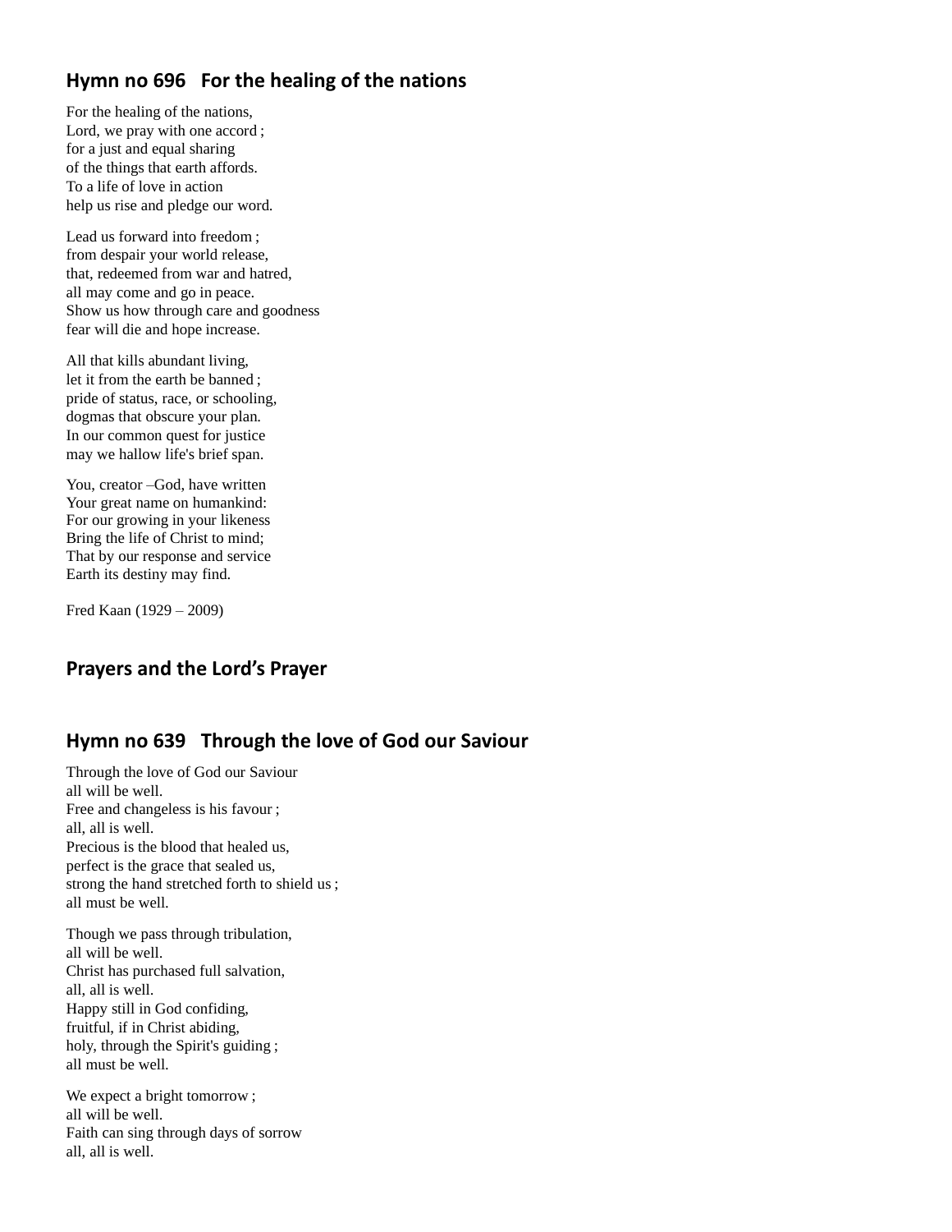## Hymn no 696   For the healing of the nations

For the healing of the nations,
Lord, we pray with one accord ;
for a just and equal sharing
of the things that earth affords.
To a life of love in action
help us rise and pledge our word.

Lead us forward into freedom ;
from despair your world release,
that, redeemed from war and hatred,
all may come and go in peace.
Show us how through care and goodness
fear will die and hope increase.

All that kills abundant living,
let it from the earth be banned ;
pride of status, race, or schooling,
dogmas that obscure your plan.
In our common quest for justice
may we hallow life's brief span.

You, creator –God, have written
Your great name on humankind:
For our growing in your likeness
Bring the life of Christ to mind;
That by our response and service
Earth its destiny may find.

Fred Kaan (1929 – 2009)

## Prayers and the Lord's Prayer

## Hymn no 639   Through the love of God our Saviour

Through the love of God our Saviour
all will be well.
Free and changeless is his favour ;
all, all is well.
Precious is the blood that healed us,
perfect is the grace that sealed us,
strong the hand stretched forth to shield us ;
all must be well.

Though we pass through tribulation,
all will be well.
Christ has purchased full salvation,
all, all is well.
Happy still in God confiding,
fruitful, if in Christ abiding,
holy, through the Spirit's guiding ;
all must be well.

We expect a bright tomorrow ;
all will be well.
Faith can sing through days of sorrow
all, all is well.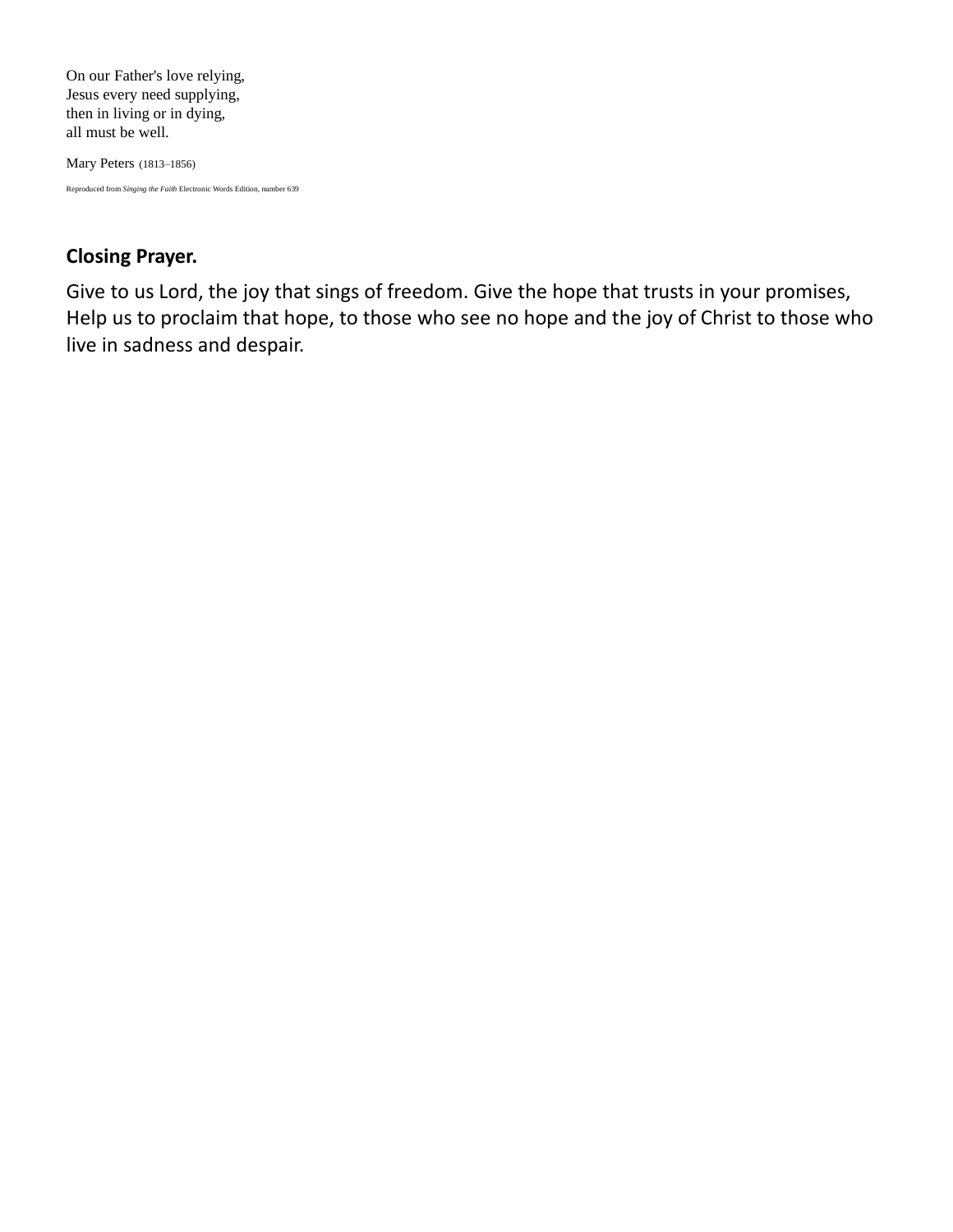On our Father's love relying,
Jesus every need supplying,
then in living or in dying,
all must be well.

Mary Peters (1813–1856)

Reproduced from *Singing the Faith* Electronic Words Edition, number 639

**Closing Prayer.**

Give to us Lord, the joy that sings of freedom. Give the hope that trusts in your promises, Help us to proclaim that hope, to those who see no hope and the joy of Christ to those who live in sadness and despair.